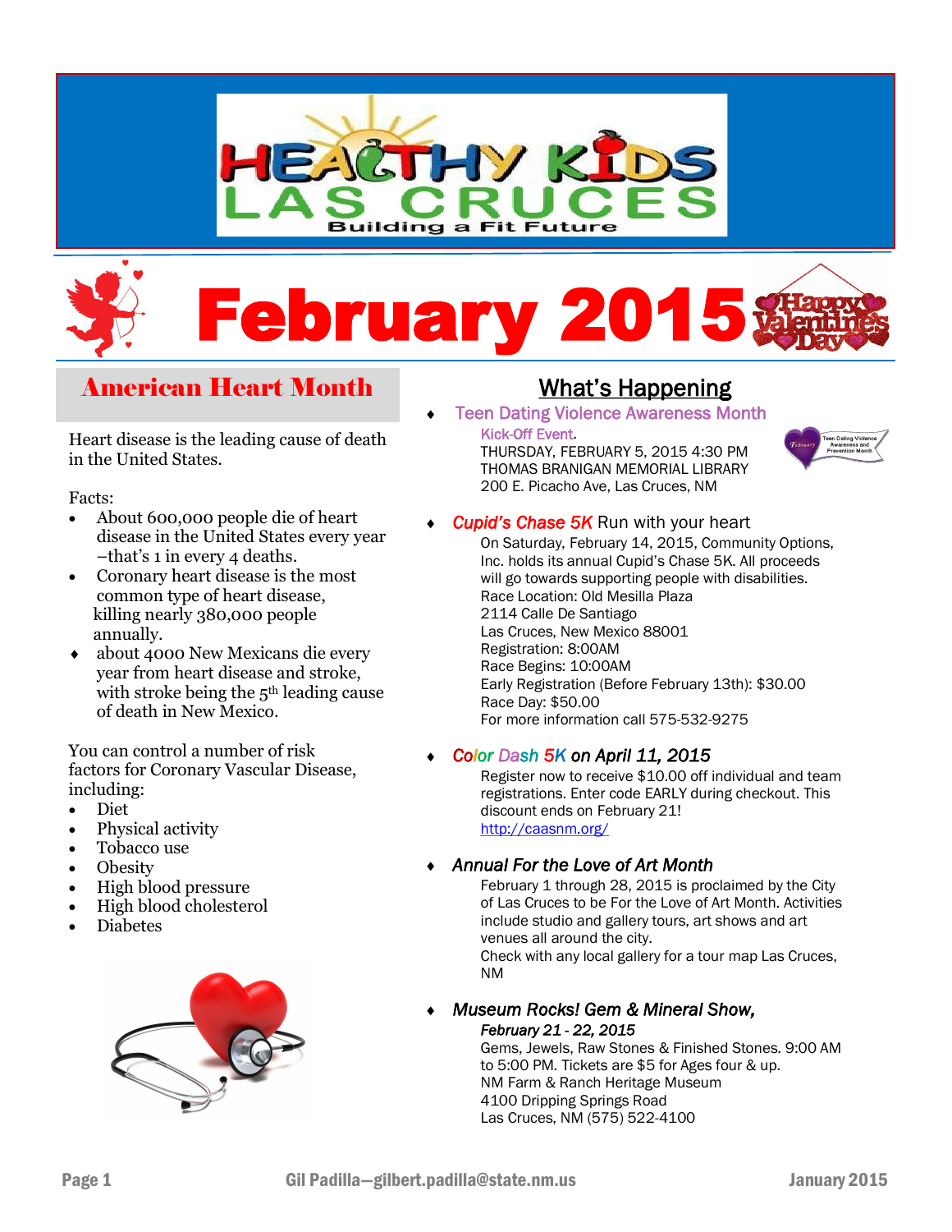# HEALTHY KIDS LAS CRUCES

Building a Fit Future

# February 2015

## American Heart Month

Heart disease is the leading cause of death in the United States.

Facts:

- About 600,000 people die of heart disease in the United States every year –that's 1 in every 4 deaths.
- Coronary heart disease is the most common type of heart disease, killing nearly 380,000 people annually.
- about 4000 New Mexicans die every year from heart disease and stroke, with stroke being the 5th leading cause of death in New Mexico.

You can control a number of risk factors for Coronary Vascular Disease, including:

- Diet
- Physical activity
- Tobacco use
- Obesity
- High blood pressure
- High blood cholesterol
- Diabetes

## What's Happening

- **Teen Dating Violence Awareness Month**

  Kick-Off Event.
  THURSDAY, FEBRUARY 5, 2015 4:30 PM
  THOMAS BRANIGAN MEMORIAL LIBRARY
  200 E. Picacho Ave, Las Cruces, NM

- ***Cupid's Chase 5K*** Run with your heart

  On Saturday, February 14, 2015, Community Options, Inc. holds its annual Cupid's Chase 5K. All proceeds will go towards supporting people with disabilities.
  Race Location: Old Mesilla Plaza
  2114 Calle De Santiago
  Las Cruces, New Mexico 88001
  Registration: 8:00AM
  Race Begins: 10:00AM
  Early Registration (Before February 13th): $30.00
  Race Day: $50.00
  For more information call 575-532-9275

- ***Color Dash 5K on April 11, 2015***

  Register now to receive $10.00 off individual and team registrations. Enter code EARLY during checkout. This discount ends on February 21!
  http://caasnm.org/

- ***Annual For the Love of Art Month***

  February 1 through 28, 2015 is proclaimed by the City of Las Cruces to be For the Love of Art Month. Activities include studio and gallery tours, art shows and art venues all around the city.
  Check with any local gallery for a tour map Las Cruces, NM

- ***Museum Rocks! Gem & Mineral Show,***

  ***February 21 - 22, 2015***
  Gems, Jewels, Raw Stones & Finished Stones. 9:00 AM to 5:00 PM. Tickets are $5 for Ages four & up.
  NM Farm & Ranch Heritage Museum
  4100 Dripping Springs Road
  Las Cruces, NM (575) 522-4100

Gil Padilla—gilbert.padilla@state.nm.us

January 2015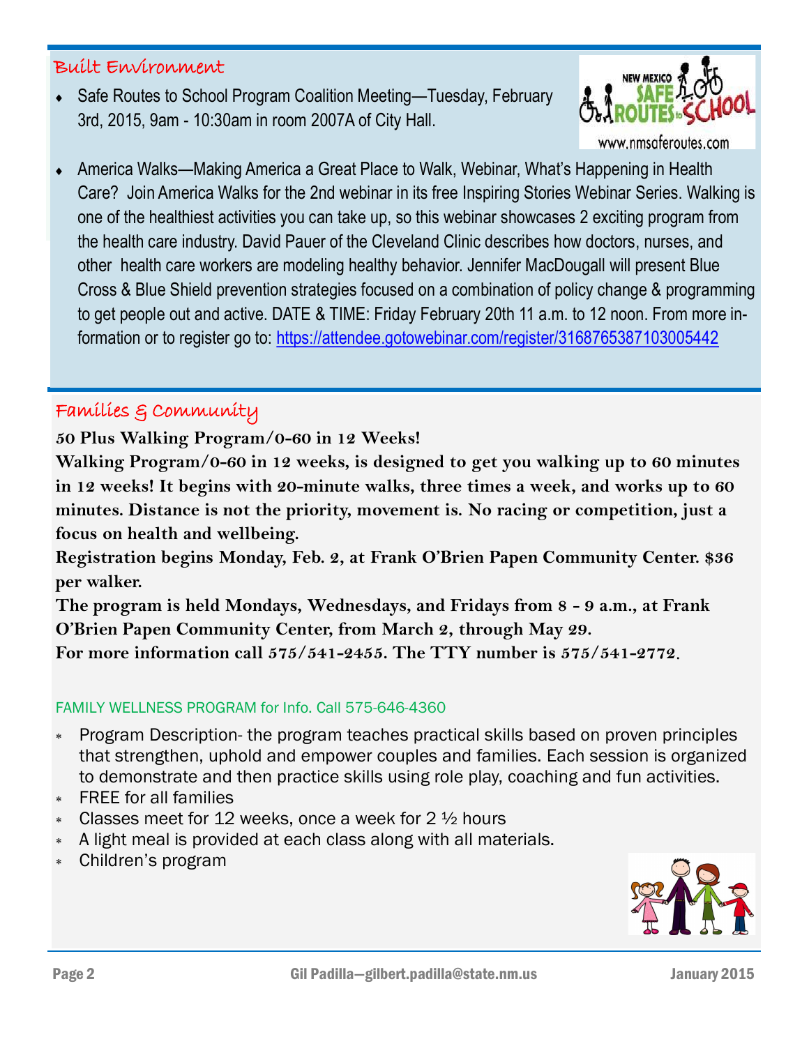## Built Environment

- Safe Routes to School Program Coalition Meeting—Tuesday, February 3rd, 2015, 9am - 10:30am in room 2007A of City Hall.

- America Walks—Making America a Great Place to Walk, Webinar, What's Happening in Health Care? Join America Walks for the 2nd webinar in its free Inspiring Stories Webinar Series. Walking is one of the healthiest activities you can take up, so this webinar showcases 2 exciting program from the health care industry. David Pauer of the Cleveland Clinic describes how doctors, nurses, and other health care workers are modeling healthy behavior. Jennifer MacDougall will present Blue Cross & Blue Shield prevention strategies focused on a combination of policy change & programming to get people out and active. DATE & TIME: Friday February 20th 11 a.m. to 12 noon. From more information or to register go to: https://attendee.gotowebinar.com/register/3168765387103005442

## Families & Community

**50 Plus Walking Program/0-60 in 12 Weeks!**

**Walking Program/0-60 in 12 weeks, is designed to get you walking up to 60 minutes in 12 weeks! It begins with 20-minute walks, three times a week, and works up to 60 minutes. Distance is not the priority, movement is. No racing or competition, just a focus on health and wellbeing.**

**Registration begins Monday, Feb. 2, at Frank O'Brien Papen Community Center. $36 per walker.**

**The program is held Mondays, Wednesdays, and Fridays from 8 - 9 a.m., at Frank O'Brien Papen Community Center, from March 2, through May 29.**

**For more information call 575/541-2455. The TTY number is 575/541-2772.**

FAMILY WELLNESS PROGRAM for Info. Call 575-646-4360

- Program Description- the program teaches practical skills based on proven principles that strengthen, uphold and empower couples and families. Each session is organized to demonstrate and then practice skills using role play, coaching and fun activities.
- FREE for all families
- Classes meet for 12 weeks, once a week for 2 ½ hours
- A light meal is provided at each class along with all materials.
- Children's program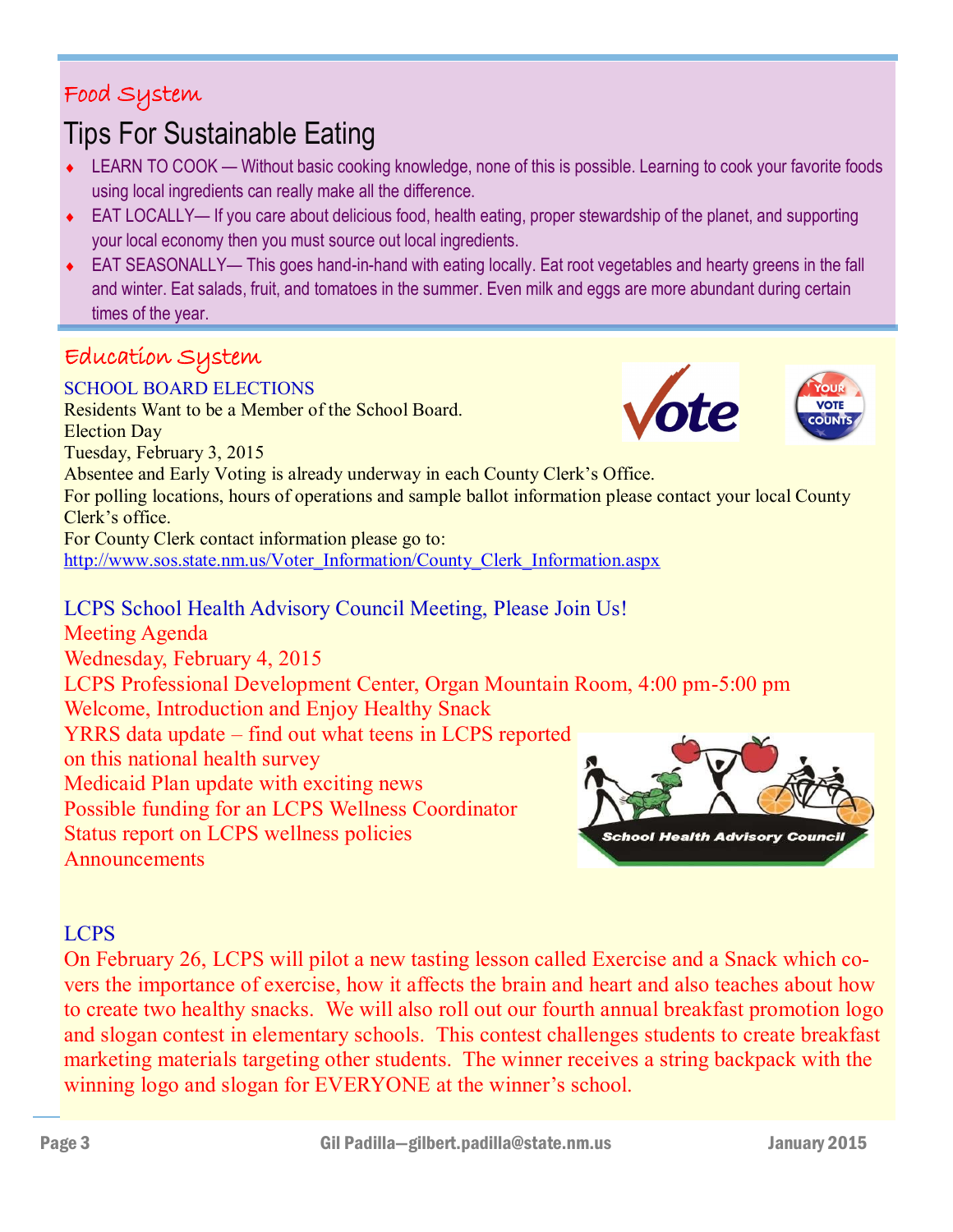## Food System

### Tips For Sustainable Eating

- LEARN TO COOK — Without basic cooking knowledge, none of this is possible. Learning to cook your favorite foods using local ingredients can really make all the difference.
- EAT LOCALLY— If you care about delicious food, health eating, proper stewardship of the planet, and supporting your local economy then you must source out local ingredients.
- EAT SEASONALLY— This goes hand-in-hand with eating locally. Eat root vegetables and hearty greens in the fall and winter. Eat salads, fruit, and tomatoes in the summer. Even milk and eggs are more abundant during certain times of the year.

## Education System

SCHOOL BOARD ELECTIONS

Residents Want to be a Member of the School Board.
Election Day
Tuesday, February 3, 2015
Absentee and Early Voting is already underway in each County Clerk's Office.
For polling locations, hours of operations and sample ballot information please contact your local County Clerk's office.
For County Clerk contact information please go to:
http://www.sos.state.nm.us/Voter_Information/County_Clerk_Information.aspx

LCPS School Health Advisory Council Meeting, Please Join Us!

Meeting Agenda
Wednesday, February 4, 2015
LCPS Professional Development Center, Organ Mountain Room, 4:00 pm-5:00 pm
Welcome, Introduction and Enjoy Healthy Snack
YRRS data update – find out what teens in LCPS reported on this national health survey
Medicaid Plan update with exciting news
Possible funding for an LCPS Wellness Coordinator
Status report on LCPS wellness policies
Announcements

LCPS

On February 26, LCPS will pilot a new tasting lesson called Exercise and a Snack which covers the importance of exercise, how it affects the brain and heart and also teaches about how to create two healthy snacks. We will also roll out our fourth annual breakfast promotion logo and slogan contest in elementary schools. This contest challenges students to create breakfast marketing materials targeting other students. The winner receives a string backpack with the winning logo and slogan for EVERYONE at the winner's school.